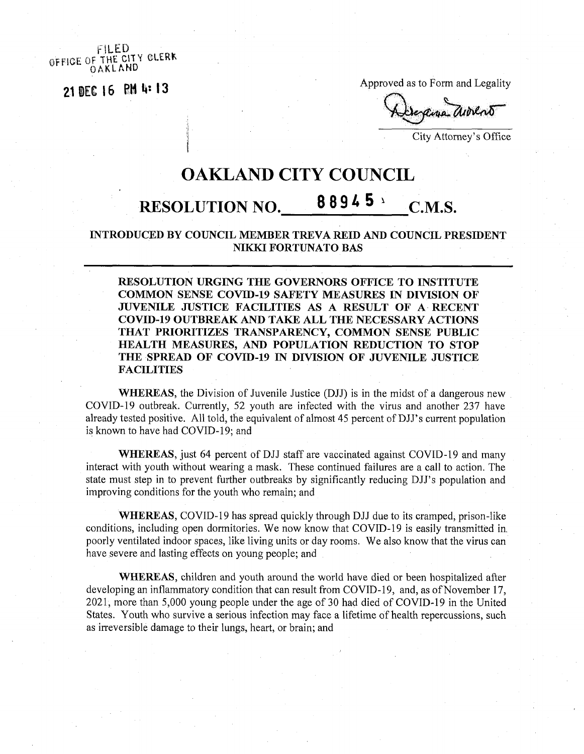FILED
OFFICE OF THE CITY CLERK
OAKLAND

21 DEC 16 PM 4:13

Approved as to Form and Legality

City Attorney's Office

# OAKLAND CITY COUNCIL

## RESOLUTION NO. 88945 C.M.S.

**INTRODUCED BY COUNCIL MEMBER TREVA REID AND COUNCIL PRESIDENT NIKKI FORTUNATO BAS**

---

**RESOLUTION URGING THE GOVERNORS OFFICE TO INSTITUTE COMMON SENSE COVID-19 SAFETY MEASURES IN DIVISION OF JUVENILE JUSTICE FACILITIES AS A RESULT OF A RECENT COVID-19 OUTBREAK AND TAKE ALL THE NECESSARY ACTIONS THAT PRIORITIZES TRANSPARENCY, COMMON SENSE PUBLIC HEALTH MEASURES, AND POPULATION REDUCTION TO STOP THE SPREAD OF COVID-19 IN DIVISION OF JUVENILE JUSTICE FACILITIES**

**WHEREAS,** the Division of Juvenile Justice (DJJ) is in the midst of a dangerous new COVID-19 outbreak. Currently, 52 youth are infected with the virus and another 237 have already tested positive. All told, the equivalent of almost 45 percent of DJJ's current population is known to have had COVID-19; and

**WHEREAS,** just 64 percent of DJJ staff are vaccinated against COVID-19 and many interact with youth without wearing a mask. These continued failures are a call to action. The state must step in to prevent further outbreaks by significantly reducing DJJ's population and improving conditions for the youth who remain; and

**WHEREAS,** COVID-19 has spread quickly through DJJ due to its cramped, prison-like conditions, including open dormitories. We now know that COVID-19 is easily transmitted in poorly ventilated indoor spaces, like living units or day rooms. We also know that the virus can have severe and lasting effects on young people; and

**WHEREAS,** children and youth around the world have died or been hospitalized after developing an inflammatory condition that can result from COVID-19, and, as of November 17, 2021, more than 5,000 young people under the age of 30 had died of COVID-19 in the United States. Youth who survive a serious infection may face a lifetime of health repercussions, such as irreversible damage to their lungs, heart, or brain; and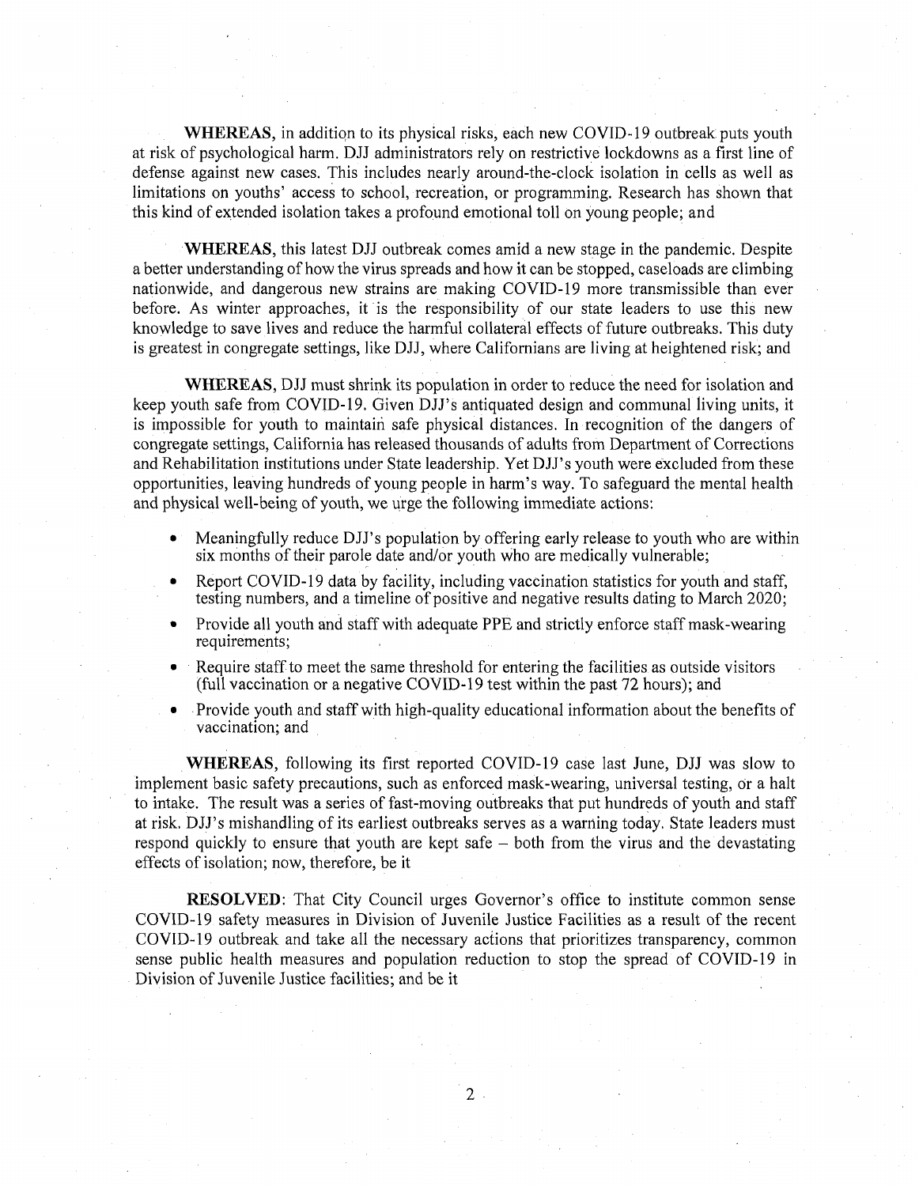**WHEREAS**, in addition to its physical risks, each new COVID-19 outbreak puts youth at risk of psychological harm. DJJ administrators rely on restrictive lockdowns as a first line of defense against new cases. This includes nearly around-the-clock isolation in cells as well as limitations on youths' access to school, recreation, or programming. Research has shown that this kind of extended isolation takes a profound emotional toll on young people; and

**WHEREAS**, this latest DJJ outbreak comes amid a new stage in the pandemic. Despite a better understanding of how the virus spreads and how it can be stopped, caseloads are climbing nationwide, and dangerous new strains are making COVID-19 more transmissible than ever before. As winter approaches, it is the responsibility of our state leaders to use this new knowledge to save lives and reduce the harmful collateral effects of future outbreaks. This duty is greatest in congregate settings, like DJJ, where Californians are living at heightened risk; and

**WHEREAS**, DJJ must shrink its population in order to reduce the need for isolation and keep youth safe from COVID-19. Given DJJ's antiquated design and communal living units, it is impossible for youth to maintain safe physical distances. In recognition of the dangers of congregate settings, California has released thousands of adults from Department of Corrections and Rehabilitation institutions under State leadership. Yet DJJ's youth were excluded from these opportunities, leaving hundreds of young people in harm's way. To safeguard the mental health and physical well-being of youth, we urge the following immediate actions:

- Meaningfully reduce DJJ's population by offering early release to youth who are within six months of their parole date and/or youth who are medically vulnerable;
- Report COVID-19 data by facility, including vaccination statistics for youth and staff, testing numbers, and a timeline of positive and negative results dating to March 2020;
- Provide all youth and staff with adequate PPE and strictly enforce staff mask-wearing requirements;
- Require staff to meet the same threshold for entering the facilities as outside visitors (full vaccination or a negative COVID-19 test within the past 72 hours); and
- Provide youth and staff with high-quality educational information about the benefits of vaccination; and

**WHEREAS**, following its first reported COVID-19 case last June, DJJ was slow to implement basic safety precautions, such as enforced mask-wearing, universal testing, or a halt to intake. The result was a series of fast-moving outbreaks that put hundreds of youth and staff at risk. DJJ's mishandling of its earliest outbreaks serves as a warning today. State leaders must respond quickly to ensure that youth are kept safe – both from the virus and the devastating effects of isolation; now, therefore, be it

**RESOLVED**: That City Council urges Governor's office to institute common sense COVID-19 safety measures in Division of Juvenile Justice Facilities as a result of the recent COVID-19 outbreak and take all the necessary actions that prioritizes transparency, common sense public health measures and population reduction to stop the spread of COVID-19 in Division of Juvenile Justice facilities; and be it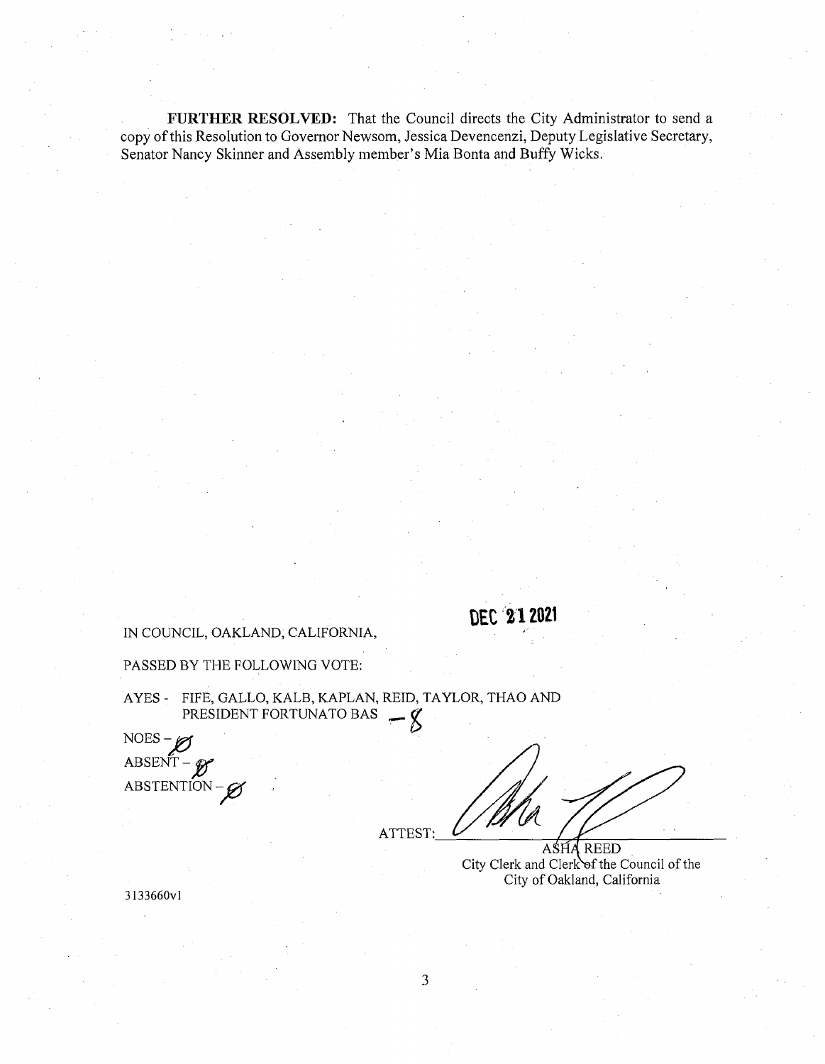**FURTHER RESOLVED:** That the Council directs the City Administrator to send a copy of this Resolution to Governor Newsom, Jessica Devencenzi, Deputy Legislative Secretary, Senator Nancy Skinner and Assembly member's Mia Bonta and Buffy Wicks.

IN COUNCIL, OAKLAND, CALIFORNIA, DEC 21 2021

PASSED BY THE FOLLOWING VOTE:

AYES - FIFE, GALLO, KALB, KAPLAN, REID, TAYLOR, THAO AND PRESIDENT FORTUNATO BAS – 8

NOES – Ø

ABSENT – Ø

ABSTENTION – Ø

ATTEST: 

ASHA REED
City Clerk and Clerk of the Council of the City of Oakland, California

3133660v1